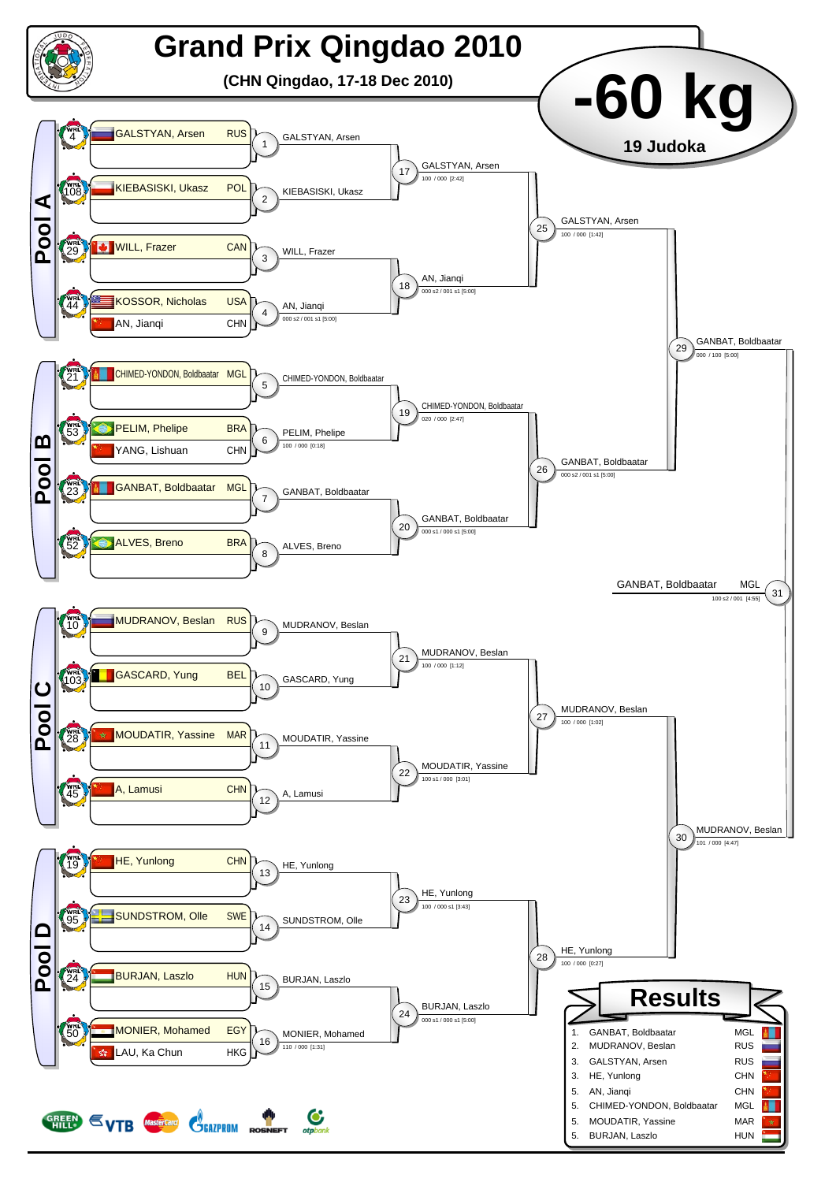# Grand Prix Qingdao 2010

**(CHN Qingdao, 17-18 Dec 2010)**

## -60 kg

**19 Judoka**

### Pool A

| WRL | Name | Nation |
|---|---|---|
| 4 | GALSTYAN, Arsen | RUS |
| 108 | KIEBASISKI, Ukasz | POL |
| 29 | WILL, Frazer | CAN |
| 44 | KOSSOR, Nicholas | USA |
| | AN, Jianqi | CHN |

- 1: GALSTYAN, Arsen
- 2: KIEBASISKI, Ukasz
- 3: WILL, Frazer
- 4: AN, Jianqi — 000 s2 / 001 s1 [5:00]
- 17: GALSTYAN, Arsen — 100 / 000 [2:42]
- 18: AN, Jianqi — 000 s2 / 001 s1 [5:00]
- 25: GALSTYAN, Arsen — 100 / 000 [1:42]

### Pool B

| WRL | Name | Nation |
|---|---|---|
| 21 | CHIMED-YONDON, Boldbaatar | MGL |
| 53 | PELIM, Phelipe | BRA |
| | YANG, Lishuan | CHN |
| 23 | GANBAT, Boldbaatar | MGL |
| 52 | ALVES, Breno | BRA |

- 5: CHIMED-YONDON, Boldbaatar
- 6: PELIM, Phelipe — 100 / 000 [0:18]
- 7: GANBAT, Boldbaatar
- 8: ALVES, Breno
- 19: CHIMED-YONDON, Boldbaatar — 020 / 000 [2:47]
- 20: GANBAT, Boldbaatar — 000 s1 / 000 s1 [5:00]
- 26: GANBAT, Boldbaatar — 000 s2 / 001 s1 [5:00]
- 29: GANBAT, Boldbaatar — 000 / 100 [5:00]

### Pool C

| WRL | Name | Nation |
|---|---|---|
| 10 | MUDRANOV, Beslan | RUS |
| 103 | GASCARD, Yung | BEL |
| 28 | MOUDATIR, Yassine | MAR |
| 45 | A, Lamusi | CHN |

- 9: MUDRANOV, Beslan
- 10: GASCARD, Yung
- 11: MOUDATIR, Yassine
- 12: A, Lamusi
- 21: MUDRANOV, Beslan — 100 / 000 [1:12]
- 22: MOUDATIR, Yassine — 100 s1 / 000 [3:01]
- 27: MUDRANOV, Beslan — 100 / 000 [1:02]

### Pool D

| WRL | Name | Nation |
|---|---|---|
| 19 | HE, Yunlong | CHN |
| 95 | SUNDSTROM, Olle | SWE |
| 24 | BURJAN, Laszlo | HUN |
| 50 | MONIER, Mohamed | EGY |
| | LAU, Ka Chun | HKG |

- 13: HE, Yunlong
- 14: SUNDSTROM, Olle
- 15: BURJAN, Laszlo
- 16: MONIER, Mohamed — 110 / 000 [1:31]
- 23: HE, Yunlong — 100 / 000 s1 [3:43]
- 24: BURJAN, Laszlo — 000 s1 / 000 s1 [5:00]
- 28: HE, Yunlong — 100 / 000 [0:27]
- 30: MUDRANOV, Beslan — 101 / 000 [4:47]

### Final

- 31: GANBAT, Boldbaatar MGL — 100 s2 / 001 [4:55]

## Results

| Place | Name | Nation |
|---|---|---|
| 1. | GANBAT, Boldbaatar | MGL |
| 2. | MUDRANOV, Beslan | RUS |
| 3. | GALSTYAN, Arsen | RUS |
| 3. | HE, Yunlong | CHN |
| 5. | AN, Jianqi | CHN |
| 5. | CHIMED-YONDON, Boldbaatar | MGL |
| 5. | MOUDATIR, Yassine | MAR |
| 5. | BURJAN, Laszlo | HUN |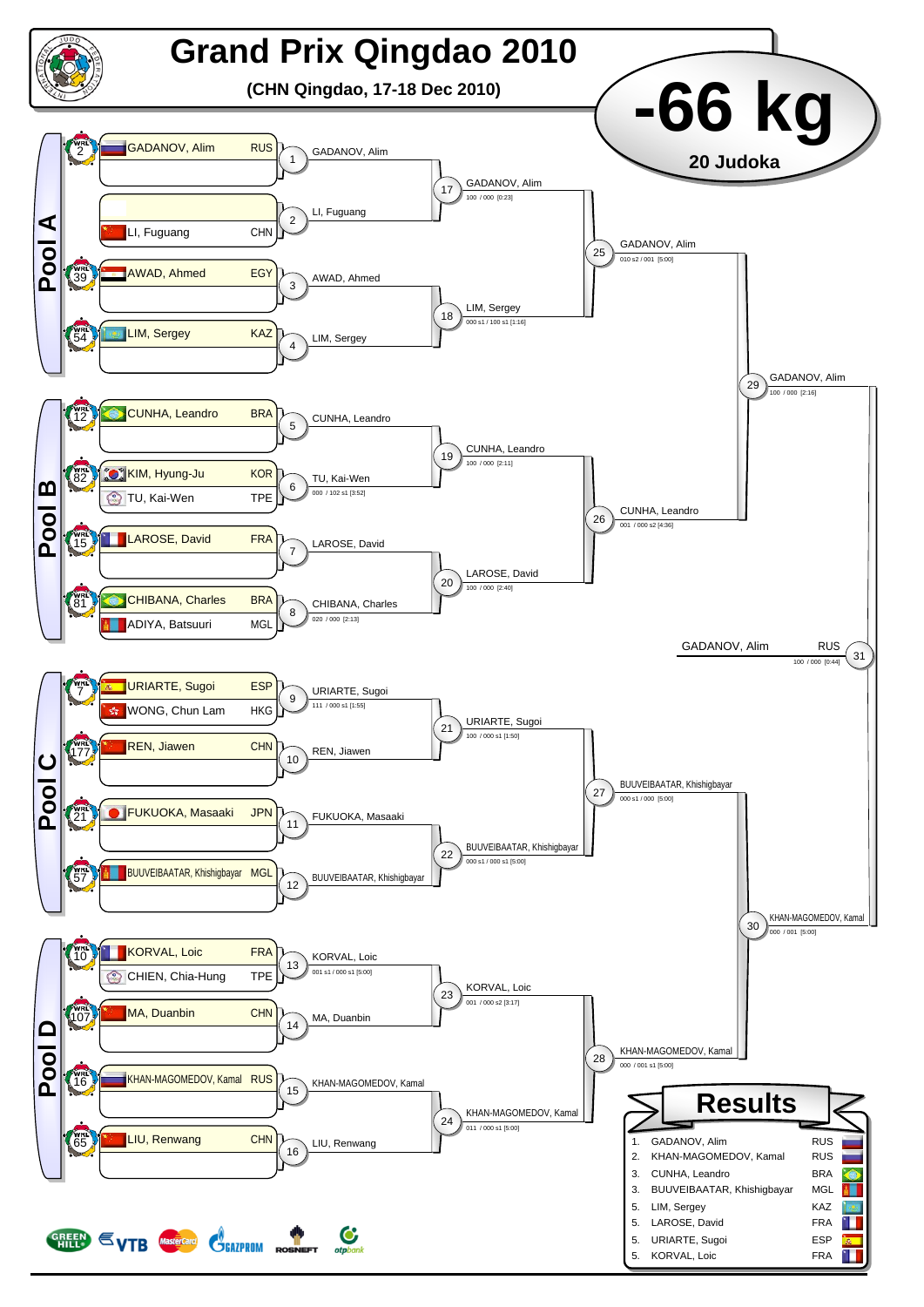# Grand Prix Qingdao 2010

**(CHN Qingdao, 17-18 Dec 2010)**

# -66 kg

**20 Judoka**

## Pool A

| WRL | Name | Nation |
|---|---|---|
| 2 | GADANOV, Alim | RUS |
|  | LI, Fuguang | CHN |
| 39 | AWAD, Ahmed | EGY |
| 54 | LIM, Sergey | KAZ |

- Contest 1: GADANOV, Alim
- Contest 2: LI, Fuguang
- Contest 3: AWAD, Ahmed
- Contest 4: LIM, Sergey
- Contest 17: GADANOV, Alim — 100 / 000 [0:23]
- Contest 18: LIM, Sergey — 000 s1 / 100 s1 [1:16]
- Contest 25: GADANOV, Alim — 010 s2 / 001 [5:00]

## Pool B

| WRL | Name | Nation |
|---|---|---|
| 12 | CUNHA, Leandro | BRA |
| 82 | KIM, Hyung-Ju | KOR |
|  | TU, Kai-Wen | TPE |
| 15 | LAROSE, David | FRA |
| 81 | CHIBANA, Charles | BRA |
|  | ADIYA, Batsuuri | MGL |

- Contest 5: CUNHA, Leandro
- Contest 6: TU, Kai-Wen — 000 / 102 s1 [3:52]
- Contest 7: LAROSE, David
- Contest 8: CHIBANA, Charles — 020 / 000 [2:13]
- Contest 19: CUNHA, Leandro — 100 / 000 [2:11]
- Contest 20: LAROSE, David — 100 / 000 [2:40]
- Contest 26: CUNHA, Leandro — 001 / 000 s2 [4:36]
- Contest 29: GADANOV, Alim — 100 / 000 [2:16]

## Pool C

| WRL | Name | Nation |
|---|---|---|
| 7 | URIARTE, Sugoi | ESP |
|  | WONG, Chun Lam | HKG |
| 177 | REN, Jiawen | CHN |
| 21 | FUKUOKA, Masaaki | JPN |
| 57 | BUUVEIBAATAR, Khishigbayar | MGL |

- Contest 9: URIARTE, Sugoi — 111 / 000 s1 [1:55]
- Contest 10: REN, Jiawen
- Contest 11: FUKUOKA, Masaaki
- Contest 12: BUUVEIBAATAR, Khishigbayar
- Contest 21: URIARTE, Sugoi — 100 / 000 s1 [1:50]
- Contest 22: BUUVEIBAATAR, Khishigbayar — 000 s1 / 000 s1 [5:00]
- Contest 27: BUUVEIBAATAR, Khishigbayar — 000 s1 / 000 [5:00]

## Pool D

| WRL | Name | Nation |
|---|---|---|
| 10 | KORVAL, Loic | FRA |
|  | CHIEN, Chia-Hung | TPE |
| 107 | MA, Duanbin | CHN |
| 16 | KHAN-MAGOMEDOV, Kamal | RUS |
| 65 | LIU, Renwang | CHN |

- Contest 13: KORVAL, Loic — 001 s1 / 000 s1 [5:00]
- Contest 14: MA, Duanbin
- Contest 15: KHAN-MAGOMEDOV, Kamal
- Contest 16: LIU, Renwang
- Contest 23: KORVAL, Loic — 001 / 000 s2 [3:17]
- Contest 24: KHAN-MAGOMEDOV, Kamal — 011 / 000 s1 [5:00]
- Contest 28: KHAN-MAGOMEDOV, Kamal — 000 / 001 s1 [5:00]
- Contest 30: KHAN-MAGOMEDOV, Kamal — 000 / 001 [5:00]

## Final

- Contest 31: GADANOV, Alim RUS — 100 / 000 [0:44]

## Results

| Rank | Name | Nation |
|---|---|---|
| 1. | GADANOV, Alim | RUS |
| 2. | KHAN-MAGOMEDOV, Kamal | RUS |
| 3. | CUNHA, Leandro | BRA |
| 3. | BUUVEIBAATAR, Khishigbayar | MGL |
| 5. | LIM, Sergey | KAZ |
| 5. | LAROSE, David | FRA |
| 5. | URIARTE, Sugoi | ESP |
| 5. | KORVAL, Loic | FRA |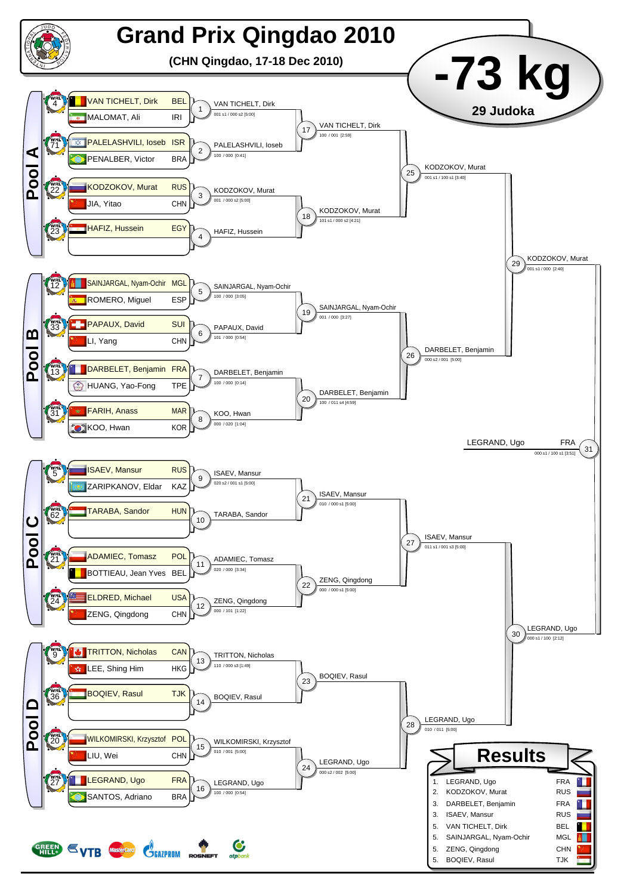# Grand Prix Qingdao 2010

**(CHN Qingdao, 17-18 Dec 2010)**

# -73 kg

**29 Judoka**

## Pool A

| WRL | Name | Country |
|---|---|---|
| 4 | VAN TICHELT, Dirk | BEL |
| | MALOMAT, Ali | IRI |
| 71 | PALELASHVILI, Ioseb | ISR |
| | PENALBER, Victor | BRA |
| 22 | KODZOKOV, Murat | RUS |
| | JIA, Yitao | CHN |
| 23 | HAFIZ, Hussein | EGY |

- 1: VAN TICHELT, Dirk — 001 s1 / 000 s2 [5:00]
- 2: PALELASHVILI, Ioseb — 100 / 000 [0:41]
- 3: KODZOKOV, Murat — 001 / 000 s2 [5:00]
- 4: HAFIZ, Hussein
- 17: VAN TICHELT, Dirk — 100 / 001 [2:59]
- 18: KODZOKOV, Murat — 101 s1 / 000 s2 [4:21]
- 25: KODZOKOV, Murat — 001 s1 / 100 s1 [3:40]

## Pool B

| WRL | Name | Country |
|---|---|---|
| 12 | SAINJARGAL, Nyam-Ochir | MGL |
| | ROMERO, Miguel | ESP |
| 33 | PAPAUX, David | SUI |
| | LI, Yang | CHN |
| 13 | DARBELET, Benjamin | FRA |
| | HUANG, Yao-Fong | TPE |
| 31 | FARIH, Anass | MAR |
| | KOO, Hwan | KOR |

- 5: SAINJARGAL, Nyam-Ochir — 100 / 000 [3:05]
- 6: PAPAUX, David — 101 / 000 [0:54]
- 7: DARBELET, Benjamin — 100 / 000 [0:14]
- 8: KOO, Hwan — 000 / 020 [1:04]
- 19: SAINJARGAL, Nyam-Ochir — 001 / 000 [3:27]
- 20: DARBELET, Benjamin — 100 / 011 s4 [4:59]
- 26: DARBELET, Benjamin — 000 s2 / 001 [5:00]

- 29: KODZOKOV, Murat — 001 s1 / 000 [2:40]

## Pool C

| WRL | Name | Country |
|---|---|---|
| 5 | ISAEV, Mansur | RUS |
| | ZARIPKANOV, Eldar | KAZ |
| 62 | TARABA, Sandor | HUN |
| 21 | ADAMIEC, Tomasz | POL |
| | BOTTIEAU, Jean Yves | BEL |
| 24 | ELDRED, Michael | USA |
| | ZENG, Qingdong | CHN |

- 9: ISAEV, Mansur — 020 s2 / 001 s1 [5:00]
- 10: TARABA, Sandor
- 11: ADAMIEC, Tomasz — 020 / 000 [3:34]
- 12: ZENG, Qingdong — 000 / 101 [1:22]
- 21: ISAEV, Mansur — 010 / 000 s1 [5:00]
- 22: ZENG, Qingdong — 000 / 000 s1 [5:00]
- 27: ISAEV, Mansur — 011 s1 / 001 s3 [5:00]

## Pool D

| WRL | Name | Country |
|---|---|---|
| 9 | TRITTON, Nicholas | CAN |
| | LEE, Shing Him | HKG |
| 36 | BOQIEV, Rasul | TJK |
| 20 | WILKOMIRSKI, Krzysztof | POL |
| | LIU, Wei | CHN |
| 27 | LEGRAND, Ugo | FRA |
| | SANTOS, Adriano | BRA |

- 13: TRITTON, Nicholas — 110 / 000 s3 [1:49]
- 14: BOQIEV, Rasul
- 15: WILKOMIRSKI, Krzysztof — 010 / 001 [5:00]
- 16: LEGRAND, Ugo — 100 / 000 [0:54]
- 23: BOQIEV, Rasul
- 24: LEGRAND, Ugo — 000 s2 / 002 [5:00]
- 28: LEGRAND, Ugo — 010 / 011 [5:00]

- 30: LEGRAND, Ugo — 000 s1 / 100 [2:12]

**Final (31): LEGRAND, Ugo FRA — 000 s1 / 100 s1 [3:51]**

## Results

| Place | Name | Country |
|---|---|---|
| 1. | LEGRAND, Ugo | FRA |
| 2. | KODZOKOV, Murat | RUS |
| 3. | DARBELET, Benjamin | FRA |
| 3. | ISAEV, Mansur | RUS |
| 5. | VAN TICHELT, Dirk | BEL |
| 5. | SAINJARGAL, Nyam-Ochir | MGL |
| 5. | ZENG, Qingdong | CHN |
| 5. | BOQIEV, Rasul | TJK |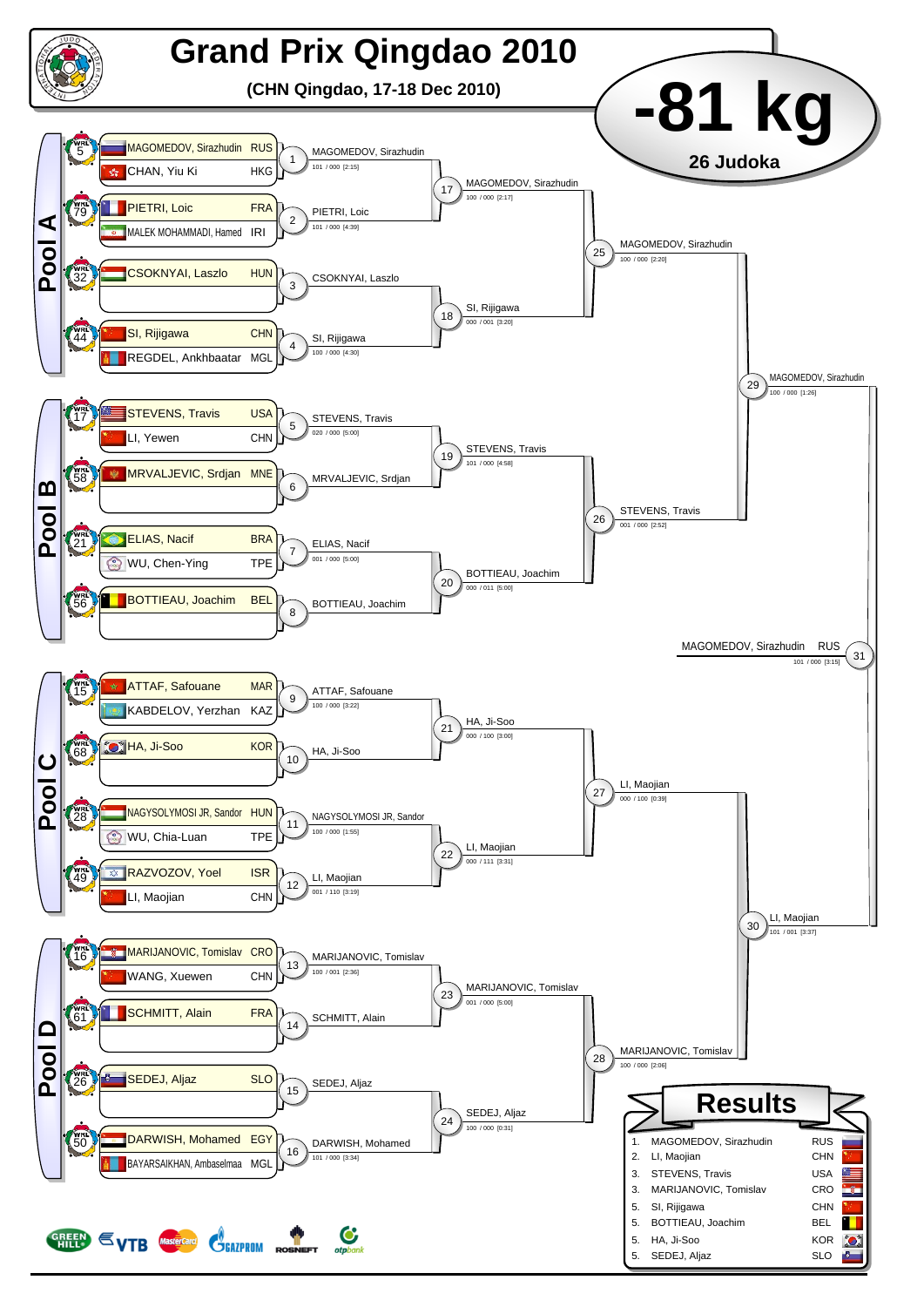# Grand Prix Qingdao 2010

**(CHN Qingdao, 17-18 Dec 2010)**

## -81 kg

**26 Judoka**

## Pool A

| WRL | Name | Country |
|---|---|---|
| 5 | MAGOMEDOV, Sirazhudin | RUS |
| | CHAN, Yiu Ki | HKG |
| 79 | PIETRI, Loic | FRA |
| | MALEK MOHAMMADI, Hamed | IRI |
| 32 | CSOKNYAI, Laszlo | HUN |
| | | |
| 44 | SI, Rijigawa | CHN |
| | REGDEL, Ankhbaatar | MGL |

- 1: MAGOMEDOV, Sirazhudin 101 / 000 [2:15]
- 2: PIETRI, Loic 101 / 000 [4:39]
- 3: CSOKNYAI, Laszlo
- 4: SI, Rijigawa 100 / 000 [4:30]
- 17: MAGOMEDOV, Sirazhudin 100 / 000 [2:17]
- 18: SI, Rijigawa 000 / 001 [3:20]
- 25: MAGOMEDOV, Sirazhudin 100 / 000 [2:20]

## Pool B

| WRL | Name | Country |
|---|---|---|
| 17 | STEVENS, Travis | USA |
| | LI, Yewen | CHN |
| 58 | MRVALJEVIC, Srdjan | MNE |
| | | |
| 21 | ELIAS, Nacif | BRA |
| | WU, Chen-Ying | TPE |
| 56 | BOTTIEAU, Joachim | BEL |
| | | |

- 5: STEVENS, Travis 020 / 000 [5:00]
- 6: MRVALJEVIC, Srdjan
- 7: ELIAS, Nacif 001 / 000 [5:00]
- 8: BOTTIEAU, Joachim
- 19: STEVENS, Travis 101 / 000 [4:58]
- 20: BOTTIEAU, Joachim 000 / 011 [5:00]
- 26: STEVENS, Travis 001 / 000 [2:52]

- 29: MAGOMEDOV, Sirazhudin 100 / 000 [1:26]

## Pool C

| WRL | Name | Country |
|---|---|---|
| 15 | ATTAF, Safouane | MAR |
| | KABDELOV, Yerzhan | KAZ |
| 68 | HA, Ji-Soo | KOR |
| | | |
| 28 | NAGYSOLYMOSI JR, Sandor | HUN |
| | WU, Chia-Luan | TPE |
| 49 | RAZVOZOV, Yoel | ISR |
| | LI, Maojian | CHN |

- 9: ATTAF, Safouane 100 / 000 [3:22]
- 10: HA, Ji-Soo
- 11: NAGYSOLYMOSI JR, Sandor 100 / 000 [1:55]
- 12: LI, Maojian 001 / 110 [3:19]
- 21: HA, Ji-Soo 000 / 100 [3:00]
- 22: LI, Maojian 000 / 111 [3:31]
- 27: LI, Maojian 000 / 100 [0:39]

## Pool D

| WRL | Name | Country |
|---|---|---|
| 16 | MARIJANOVIC, Tomislav | CRO |
| | WANG, Xuewen | CHN |
| 61 | SCHMITT, Alain | FRA |
| | | |
| 26 | SEDEJ, Aljaz | SLO |
| | | |
| 50 | DARWISH, Mohamed | EGY |
| | BAYARSAIKHAN, Ambaselmaa | MGL |

- 13: MARIJANOVIC, Tomislav 100 / 001 [2:36]
- 14: SCHMITT, Alain
- 15: SEDEJ, Aljaz
- 16: DARWISH, Mohamed 101 / 000 [3:34]
- 23: MARIJANOVIC, Tomislav 001 / 000 [5:00]
- 24: SEDEJ, Aljaz 100 / 000 [0:31]
- 28: MARIJANOVIC, Tomislav 100 / 000 [2:06]

- 30: LI, Maojian 101 / 001 [3:37]

**Final (31): MAGOMEDOV, Sirazhudin RUS 101 / 000 [3:15]**

## Results

| Rank | Name | Country |
|---|---|---|
| 1. | MAGOMEDOV, Sirazhudin | RUS |
| 2. | LI, Maojian | CHN |
| 3. | STEVENS, Travis | USA |
| 3. | MARIJANOVIC, Tomislav | CRO |
| 5. | SI, Rijigawa | CHN |
| 5. | BOTTIEAU, Joachim | BEL |
| 5. | HA, Ji-Soo | KOR |
| 5. | SEDEJ, Aljaz | SLO |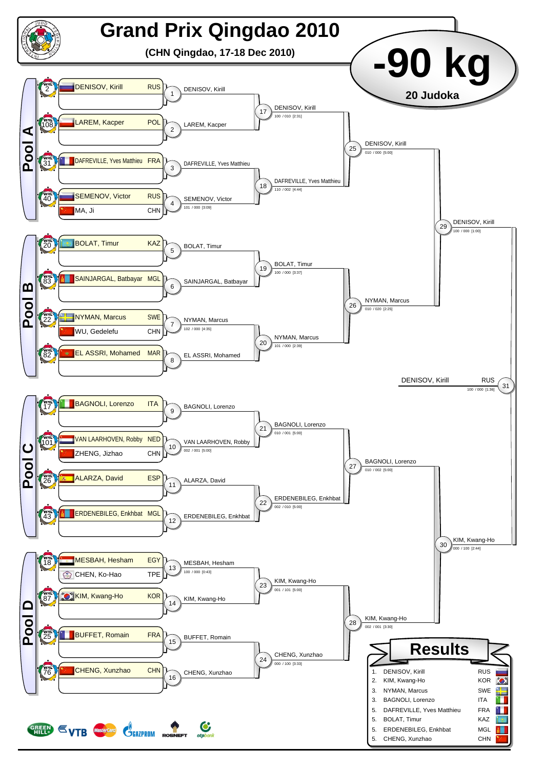# Grand Prix Qingdao 2010

**(CHN Qingdao, 17-18 Dec 2010)**

## -90 kg

**20 Judoka**

### Pool A

| WRL | Name | Country |
|---|---|---|
| 2 | DENISOV, Kirill | RUS |
| 108 | LAREM, Kacper | POL |
| 31 | DAFREVILLE, Yves Matthieu | FRA |
| 40 | SEMENOV, Victor | RUS |
| | MA, Ji | CHN |

- 1: DENISOV, Kirill
- 2: LAREM, Kacper
- 3: DAFREVILLE, Yves Matthieu
- 4: SEMENOV, Victor — 101 / 000 [3:09]
- 17: DENISOV, Kirill — 100 / 010 [2:31]
- 18: DAFREVILLE, Yves Matthieu — 110 / 002 [4:44]
- 25: DENISOV, Kirill — 010 / 000 [5:00]

### Pool B

| WRL | Name | Country |
|---|---|---|
| 20 | BOLAT, Timur | KAZ |
| 83 | SAINJARGAL, Batbayar | MGL |
| 22 | NYMAN, Marcus | SWE |
| | WU, Gedelefu | CHN |
| 82 | EL ASSRI, Mohamed | MAR |

- 5: BOLAT, Timur
- 6: SAINJARGAL, Batbayar
- 7: NYMAN, Marcus — 102 / 000 [4:35]
- 8: EL ASSRI, Mohamed
- 19: BOLAT, Timur — 100 / 000 [3:37]
- 20: NYMAN, Marcus — 101 / 000 [2:39]
- 26: NYMAN, Marcus — 010 / 020 [2:25]

- 29: DENISOV, Kirill — 100 / 000 [1:00]

### Pool C

| WRL | Name | Country |
|---|---|---|
| 17 | BAGNOLI, Lorenzo | ITA |
| 101 | VAN LAARHOVEN, Robby | NED |
| | ZHENG, Jizhao | CHN |
| 26 | ALARZA, David | ESP |
| 43 | ERDENEBILEG, Enkhbat | MGL |

- 9: BAGNOLI, Lorenzo
- 10: VAN LAARHOVEN, Robby — 002 / 001 [5:00]
- 11: ALARZA, David
- 12: ERDENEBILEG, Enkhbat
- 21: BAGNOLI, Lorenzo — 010 / 001 [5:00]
- 22: ERDENEBILEG, Enkhbat — 002 / 010 [5:00]
- 27: BAGNOLI, Lorenzo — 010 / 002 [5:00]

### Pool D

| WRL | Name | Country |
|---|---|---|
| 18 | MESBAH, Hesham | EGY |
| | CHEN, Ko-Hao | TPE |
| 87 | KIM, Kwang-Ho | KOR |
| 25 | BUFFET, Romain | FRA |
| 76 | CHENG, Xunzhao | CHN |

- 13: MESBAH, Hesham — 100 / 000 [0:43]
- 14: KIM, Kwang-Ho
- 15: BUFFET, Romain
- 16: CHENG, Xunzhao
- 23: KIM, Kwang-Ho — 001 / 101 [5:00]
- 24: CHENG, Xunzhao — 000 / 100 [3:33]
- 28: KIM, Kwang-Ho — 002 / 001 [3:30]

- 30: KIM, Kwang-Ho — 000 / 100 [2:44]

### Final

- 31: DENISOV, Kirill RUS — 100 / 000 [1:36]

## Results

| Place | Name | Country |
|---|---|---|
| 1. | DENISOV, Kirill | RUS |
| 2. | KIM, Kwang-Ho | KOR |
| 3. | NYMAN, Marcus | SWE |
| 3. | BAGNOLI, Lorenzo | ITA |
| 5. | DAFREVILLE, Yves Matthieu | FRA |
| 5. | BOLAT, Timur | KAZ |
| 5. | ERDENEBILEG, Enkhbat | MGL |
| 5. | CHENG, Xunzhao | CHN |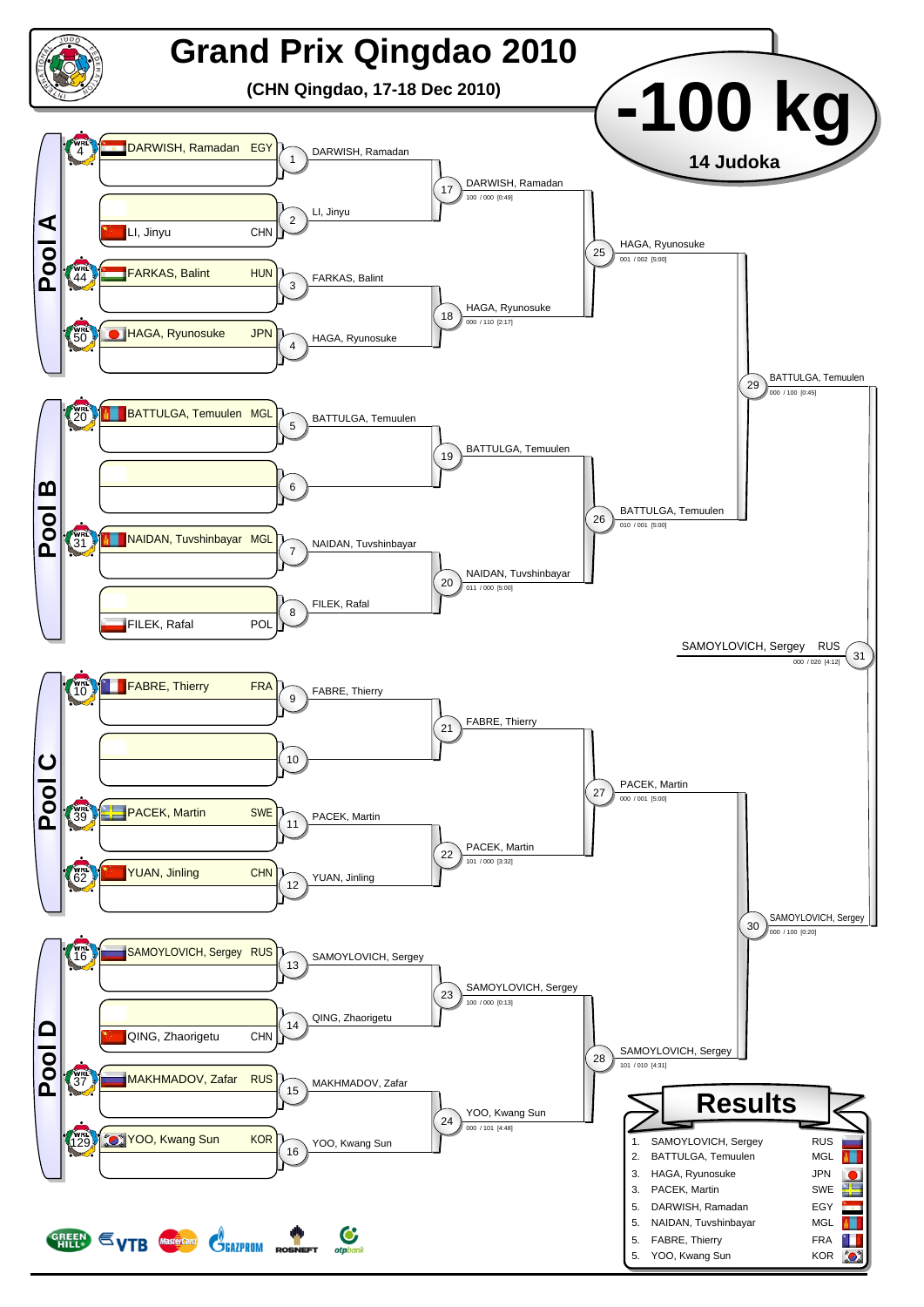# Grand Prix Qingdao 2010

**(CHN Qingdao, 17-18 Dec 2010)**

# -100 kg

**14 Judoka**

## Pool A

| WRL | Name | Nation |
|---|---|---|
| 4 | DARWISH, Ramadan | EGY |
| | LI, Jinyu | CHN |
| 44 | FARKAS, Balint | HUN |
| 50 | HAGA, Ryunosuke | JPN |

- 1: DARWISH, Ramadan
- 2: LI, Jinyu
- 3: FARKAS, Balint
- 4: HAGA, Ryunosuke
- 17: DARWISH, Ramadan — 100 / 000 [0:49]
- 18: HAGA, Ryunosuke — 000 / 110 [2:17]
- 25: HAGA, Ryunosuke — 001 / 002 [5:00]

## Pool B

| WRL | Name | Nation |
|---|---|---|
| 20 | BATTULGA, Temuulen | MGL |
| | | |
| 31 | NAIDAN, Tuvshinbayar | MGL |
| | FILEK, Rafal | POL |

- 5: BATTULGA, Temuulen
- 6:
- 7: NAIDAN, Tuvshinbayar
- 8: FILEK, Rafal
- 19: BATTULGA, Temuulen
- 20: NAIDAN, Tuvshinbayar — 011 / 000 [5:00]
- 26: BATTULGA, Temuulen — 010 / 001 [5:00]
- 29: BATTULGA, Temuulen — 000 / 100 [0:45]

## Pool C

| WRL | Name | Nation |
|---|---|---|
| 10 | FABRE, Thierry | FRA |
| | | |
| 39 | PACEK, Martin | SWE |
| 62 | YUAN, Jinling | CHN |

- 9: FABRE, Thierry
- 10:
- 11: PACEK, Martin
- 12: YUAN, Jinling
- 21: FABRE, Thierry
- 22: PACEK, Martin — 101 / 000 [3:32]
- 27: PACEK, Martin — 000 / 001 [5:00]

## Pool D

| WRL | Name | Nation |
|---|---|---|
| 16 | SAMOYLOVICH, Sergey | RUS |
| | QING, Zhaorigetu | CHN |
| 37 | MAKHMADOV, Zafar | RUS |
| 129 | YOO, Kwang Sun | KOR |

- 13: SAMOYLOVICH, Sergey
- 14: QING, Zhaorigetu
- 15: MAKHMADOV, Zafar
- 16: YOO, Kwang Sun
- 23: SAMOYLOVICH, Sergey — 100 / 000 [0:13]
- 24: YOO, Kwang Sun — 000 / 101 [4:48]
- 28: SAMOYLOVICH, Sergey — 101 / 010 [4:31]
- 30: SAMOYLOVICH, Sergey — 000 / 100 [0:20]

## Final

- 31: SAMOYLOVICH, Sergey RUS — 000 / 020 [4:12]

## Results

| Place | Name | Nation |
|---|---|---|
| 1. | SAMOYLOVICH, Sergey | RUS |
| 2. | BATTULGA, Temuulen | MGL |
| 3. | HAGA, Ryunosuke | JPN |
| 3. | PACEK, Martin | SWE |
| 5. | DARWISH, Ramadan | EGY |
| 5. | NAIDAN, Tuvshinbayar | MGL |
| 5. | FABRE, Thierry | FRA |
| 5. | YOO, Kwang Sun | KOR |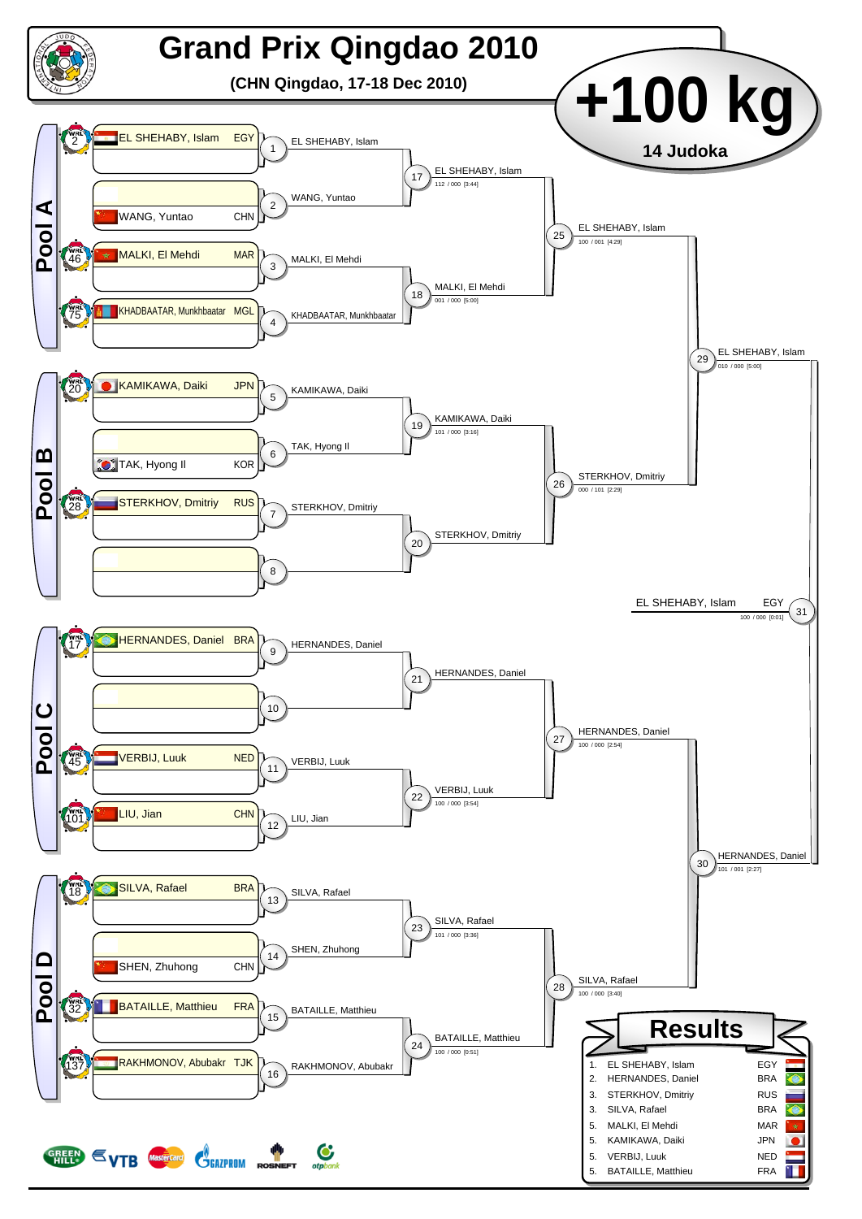# Grand Prix Qingdao 2010

**(CHN Qingdao, 17-18 Dec 2010)**

## +100 kg

**14 Judoka**

### Pool A

| WRL | Name | Country |
|---|---|---|
| 2 | EL SHEHABY, Islam | EGY |
| | WANG, Yuntao | CHN |
| 46 | MALKI, El Mehdi | MAR |
| 75 | KHADBAATAR, Munkhbaatar | MGL |

- 1: EL SHEHABY, Islam
- 2: WANG, Yuntao
- 3: MALKI, El Mehdi
- 4: KHADBAATAR, Munkhbaatar
- 17: EL SHEHABY, Islam — 112 / 000 [3:44]
- 18: MALKI, El Mehdi — 001 / 000 [5:00]
- 25: EL SHEHABY, Islam — 100 / 001 [4:29]

### Pool B

| WRL | Name | Country |
|---|---|---|
| 20 | KAMIKAWA, Daiki | JPN |
| | TAK, Hyong Il | KOR |
| 28 | STERKHOV, Dmitriy | RUS |
| | | |

- 5: KAMIKAWA, Daiki
- 6: TAK, Hyong Il
- 7: STERKHOV, Dmitriy
- 8:
- 19: KAMIKAWA, Daiki — 101 / 000 [3:16]
- 20: STERKHOV, Dmitriy
- 26: STERKHOV, Dmitriy — 000 / 101 [2:29]

- 29: EL SHEHABY, Islam — 010 / 000 [5:00]

### Pool C

| WRL | Name | Country |
|---|---|---|
| 17 | HERNANDES, Daniel | BRA |
| | | |
| 45 | VERBIJ, Luuk | NED |
| 101 | LIU, Jian | CHN |

- 9: HERNANDES, Daniel
- 10:
- 11: VERBIJ, Luuk
- 12: LIU, Jian
- 21: HERNANDES, Daniel
- 22: VERBIJ, Luuk — 100 / 000 [3:54]
- 27: HERNANDES, Daniel — 100 / 000 [2:54]

### Pool D

| WRL | Name | Country |
|---|---|---|
| 18 | SILVA, Rafael | BRA |
| | SHEN, Zhuhong | CHN |
| 32 | BATAILLE, Matthieu | FRA |
| 137 | RAKHMONOV, Abubakr | TJK |

- 13: SILVA, Rafael
- 14: SHEN, Zhuhong
- 15: BATAILLE, Matthieu
- 16: RAKHMONOV, Abubakr
- 23: SILVA, Rafael — 101 / 000 [3:36]
- 24: BATAILLE, Matthieu — 100 / 000 [0:51]
- 28: SILVA, Rafael — 100 / 000 [3:40]

- 30: HERNANDES, Daniel — 101 / 001 [2:27]

### Final

- 31: EL SHEHABY, Islam EGY — 100 / 000 [0:01]

## Results

| Place | Name | Country |
|---|---|---|
| 1. | EL SHEHABY, Islam | EGY |
| 2. | HERNANDES, Daniel | BRA |
| 3. | STERKHOV, Dmitriy | RUS |
| 3. | SILVA, Rafael | BRA |
| 5. | MALKI, El Mehdi | MAR |
| 5. | KAMIKAWA, Daiki | JPN |
| 5. | VERBIJ, Luuk | NED |
| 5. | BATAILLE, Matthieu | FRA |

GREEN HILL · VTB · MasterCard · GAZPROM · ROSNEFT · otpbank